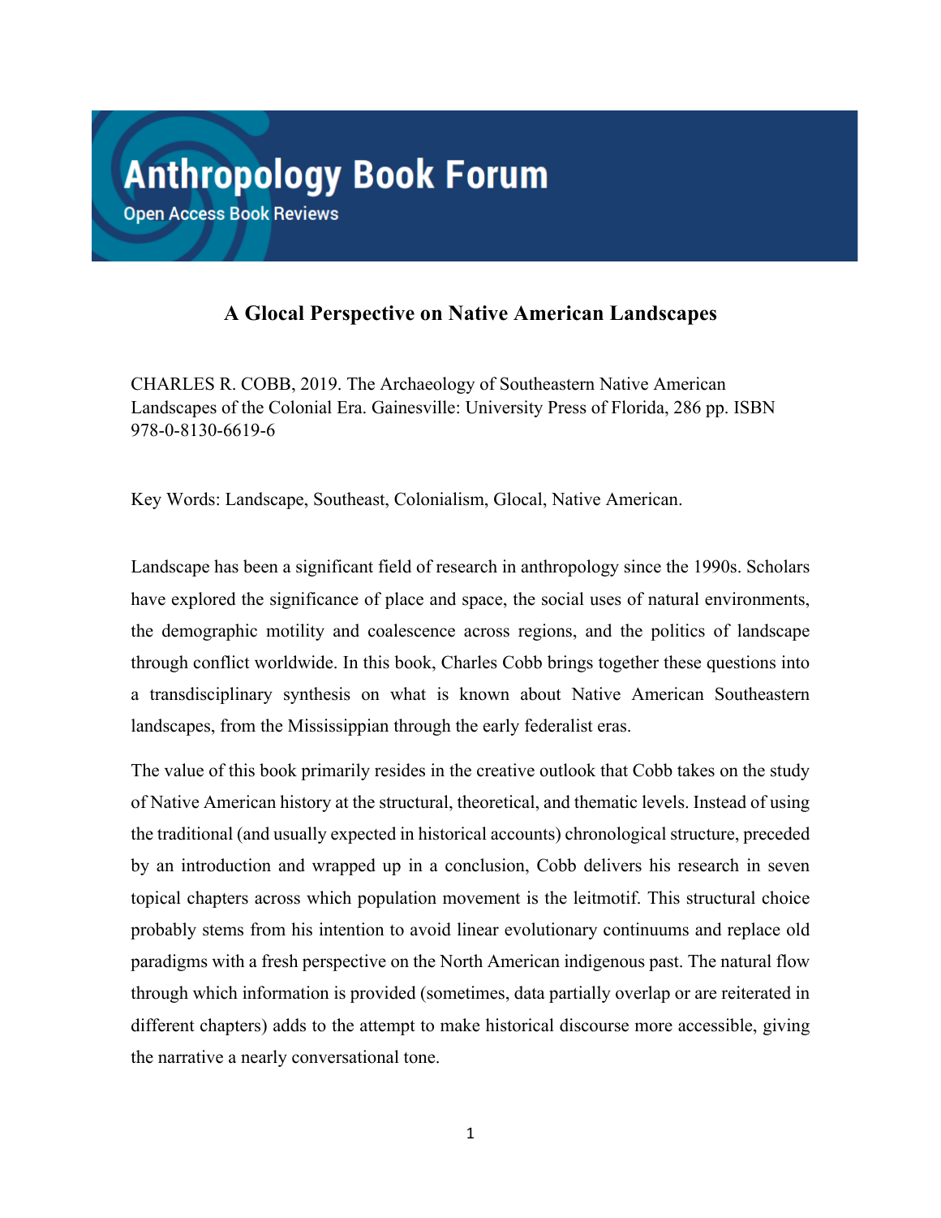# Anthropology Book Forum

Open Access Book Reviews

## A Glocal Perspective on Native American Landscapes

CHARLES R. COBB, 2019. The Archaeology of Southeastern Native American Landscapes of the Colonial Era. Gainesville: University Press of Florida, 286 pp. ISBN 978-0-8130-6619-6

Key Words: Landscape, Southeast, Colonialism, Glocal, Native American.

Landscape has been a significant field of research in anthropology since the 1990s. Scholars have explored the significance of place and space, the social uses of natural environments, the demographic motility and coalescence across regions, and the politics of landscape through conflict worldwide. In this book, Charles Cobb brings together these questions into a transdisciplinary synthesis on what is known about Native American Southeastern landscapes, from the Mississippian through the early federalist eras.

The value of this book primarily resides in the creative outlook that Cobb takes on the study of Native American history at the structural, theoretical, and thematic levels. Instead of using the traditional (and usually expected in historical accounts) chronological structure, preceded by an introduction and wrapped up in a conclusion, Cobb delivers his research in seven topical chapters across which population movement is the leitmotif. This structural choice probably stems from his intention to avoid linear evolutionary continuums and replace old paradigms with a fresh perspective on the North American indigenous past. The natural flow through which information is provided (sometimes, data partially overlap or are reiterated in different chapters) adds to the attempt to make historical discourse more accessible, giving the narrative a nearly conversational tone.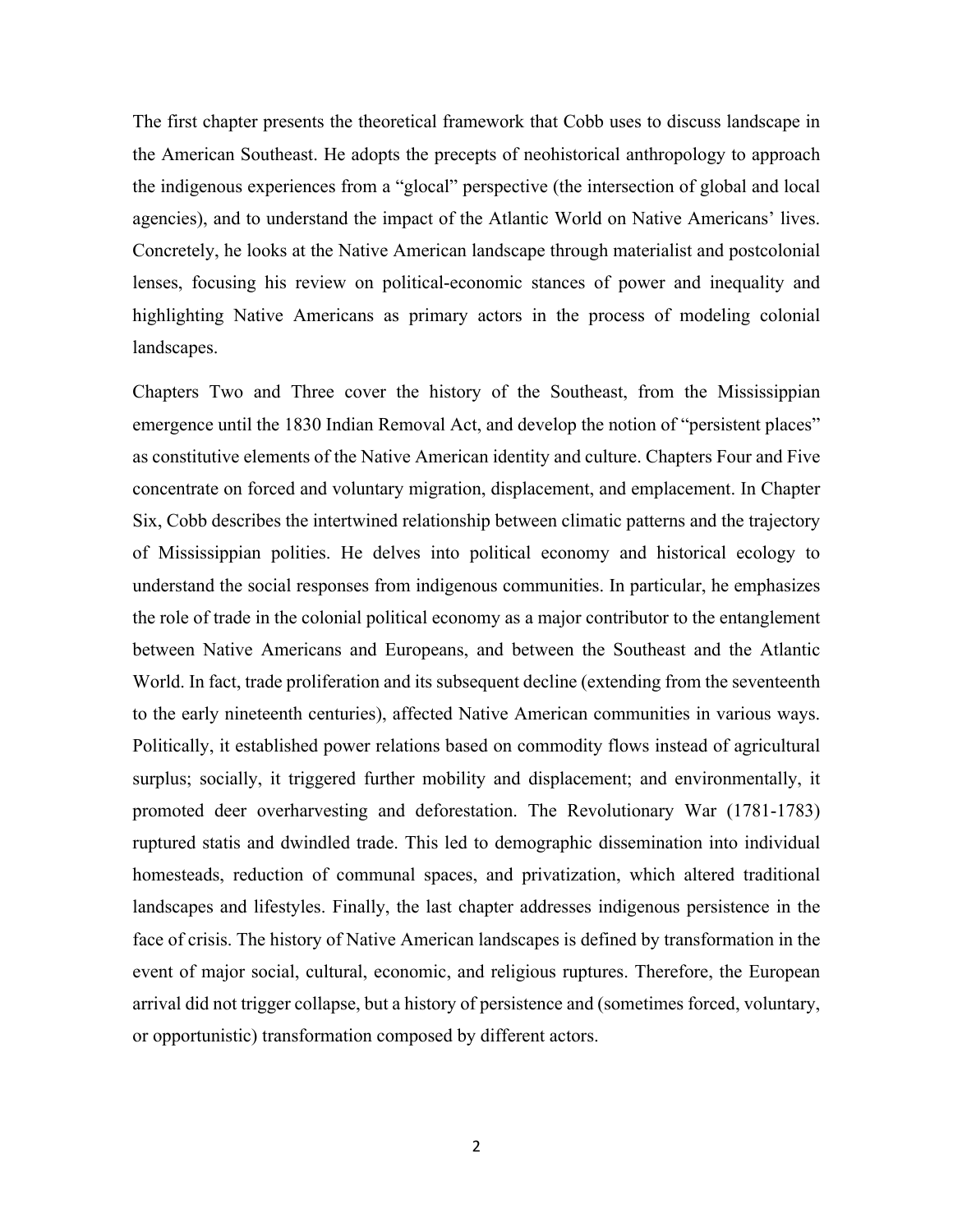The first chapter presents the theoretical framework that Cobb uses to discuss landscape in the American Southeast. He adopts the precepts of neohistorical anthropology to approach the indigenous experiences from a "glocal" perspective (the intersection of global and local agencies), and to understand the impact of the Atlantic World on Native Americans' lives. Concretely, he looks at the Native American landscape through materialist and postcolonial lenses, focusing his review on political-economic stances of power and inequality and highlighting Native Americans as primary actors in the process of modeling colonial landscapes.

Chapters Two and Three cover the history of the Southeast, from the Mississippian emergence until the 1830 Indian Removal Act, and develop the notion of "persistent places" as constitutive elements of the Native American identity and culture. Chapters Four and Five concentrate on forced and voluntary migration, displacement, and emplacement. In Chapter Six, Cobb describes the intertwined relationship between climatic patterns and the trajectory of Mississippian polities. He delves into political economy and historical ecology to understand the social responses from indigenous communities. In particular, he emphasizes the role of trade in the colonial political economy as a major contributor to the entanglement between Native Americans and Europeans, and between the Southeast and the Atlantic World. In fact, trade proliferation and its subsequent decline (extending from the seventeenth to the early nineteenth centuries), affected Native American communities in various ways. Politically, it established power relations based on commodity flows instead of agricultural surplus; socially, it triggered further mobility and displacement; and environmentally, it promoted deer overharvesting and deforestation. The Revolutionary War (1781-1783) ruptured statis and dwindled trade. This led to demographic dissemination into individual homesteads, reduction of communal spaces, and privatization, which altered traditional landscapes and lifestyles. Finally, the last chapter addresses indigenous persistence in the face of crisis. The history of Native American landscapes is defined by transformation in the event of major social, cultural, economic, and religious ruptures. Therefore, the European arrival did not trigger collapse, but a history of persistence and (sometimes forced, voluntary, or opportunistic) transformation composed by different actors.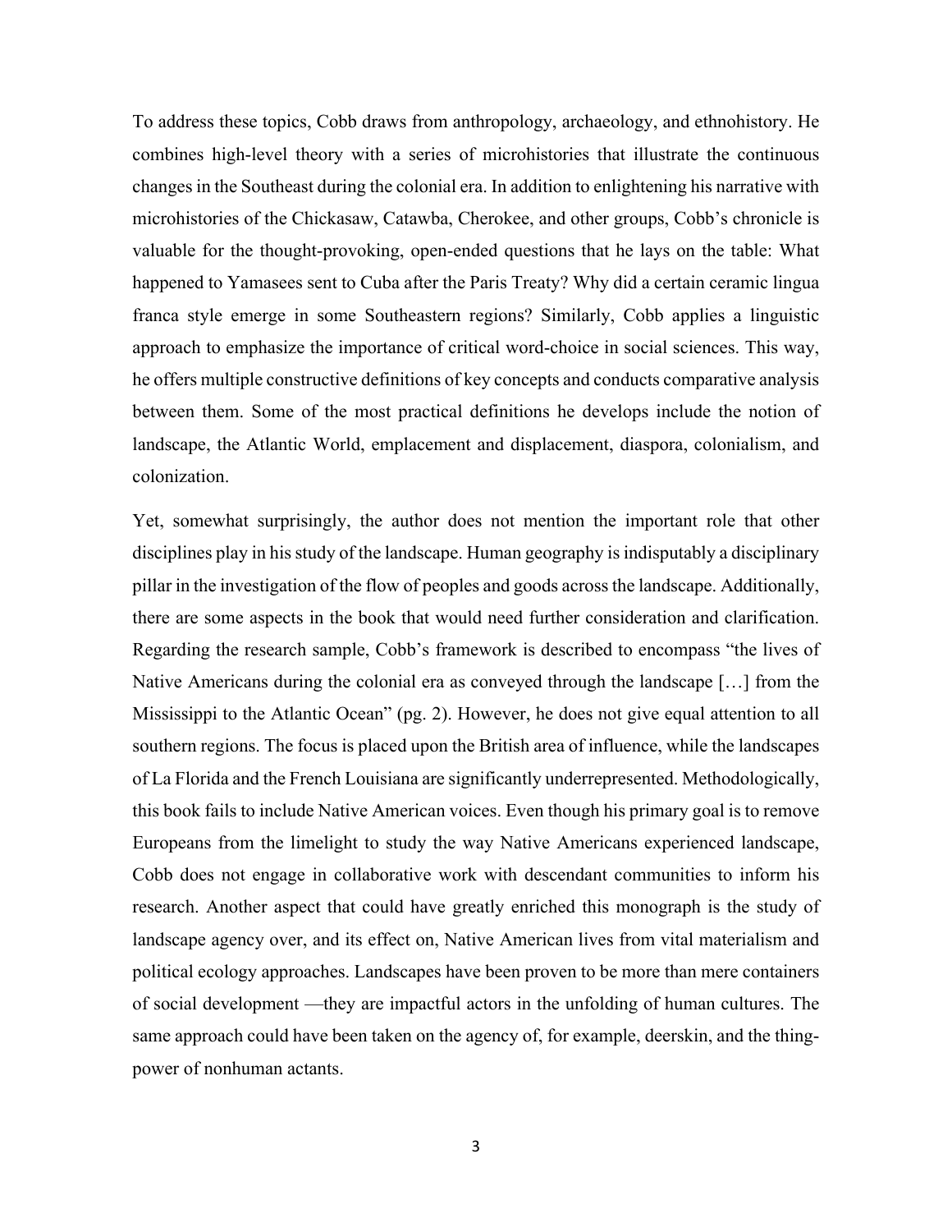To address these topics, Cobb draws from anthropology, archaeology, and ethnohistory. He combines high-level theory with a series of microhistories that illustrate the continuous changes in the Southeast during the colonial era. In addition to enlightening his narrative with microhistories of the Chickasaw, Catawba, Cherokee, and other groups, Cobb's chronicle is valuable for the thought-provoking, open-ended questions that he lays on the table: What happened to Yamasees sent to Cuba after the Paris Treaty? Why did a certain ceramic lingua franca style emerge in some Southeastern regions? Similarly, Cobb applies a linguistic approach to emphasize the importance of critical word-choice in social sciences. This way, he offers multiple constructive definitions of key concepts and conducts comparative analysis between them. Some of the most practical definitions he develops include the notion of landscape, the Atlantic World, emplacement and displacement, diaspora, colonialism, and colonization.

Yet, somewhat surprisingly, the author does not mention the important role that other disciplines play in his study of the landscape. Human geography is indisputably a disciplinary pillar in the investigation of the flow of peoples and goods across the landscape. Additionally, there are some aspects in the book that would need further consideration and clarification. Regarding the research sample, Cobb's framework is described to encompass "the lives of Native Americans during the colonial era as conveyed through the landscape […] from the Mississippi to the Atlantic Ocean" (pg. 2). However, he does not give equal attention to all southern regions. The focus is placed upon the British area of influence, while the landscapes of La Florida and the French Louisiana are significantly underrepresented. Methodologically, this book fails to include Native American voices. Even though his primary goal is to remove Europeans from the limelight to study the way Native Americans experienced landscape, Cobb does not engage in collaborative work with descendant communities to inform his research. Another aspect that could have greatly enriched this monograph is the study of landscape agency over, and its effect on, Native American lives from vital materialism and political ecology approaches. Landscapes have been proven to be more than mere containers of social development —they are impactful actors in the unfolding of human cultures. The same approach could have been taken on the agency of, for example, deerskin, and the thing-power of nonhuman actants.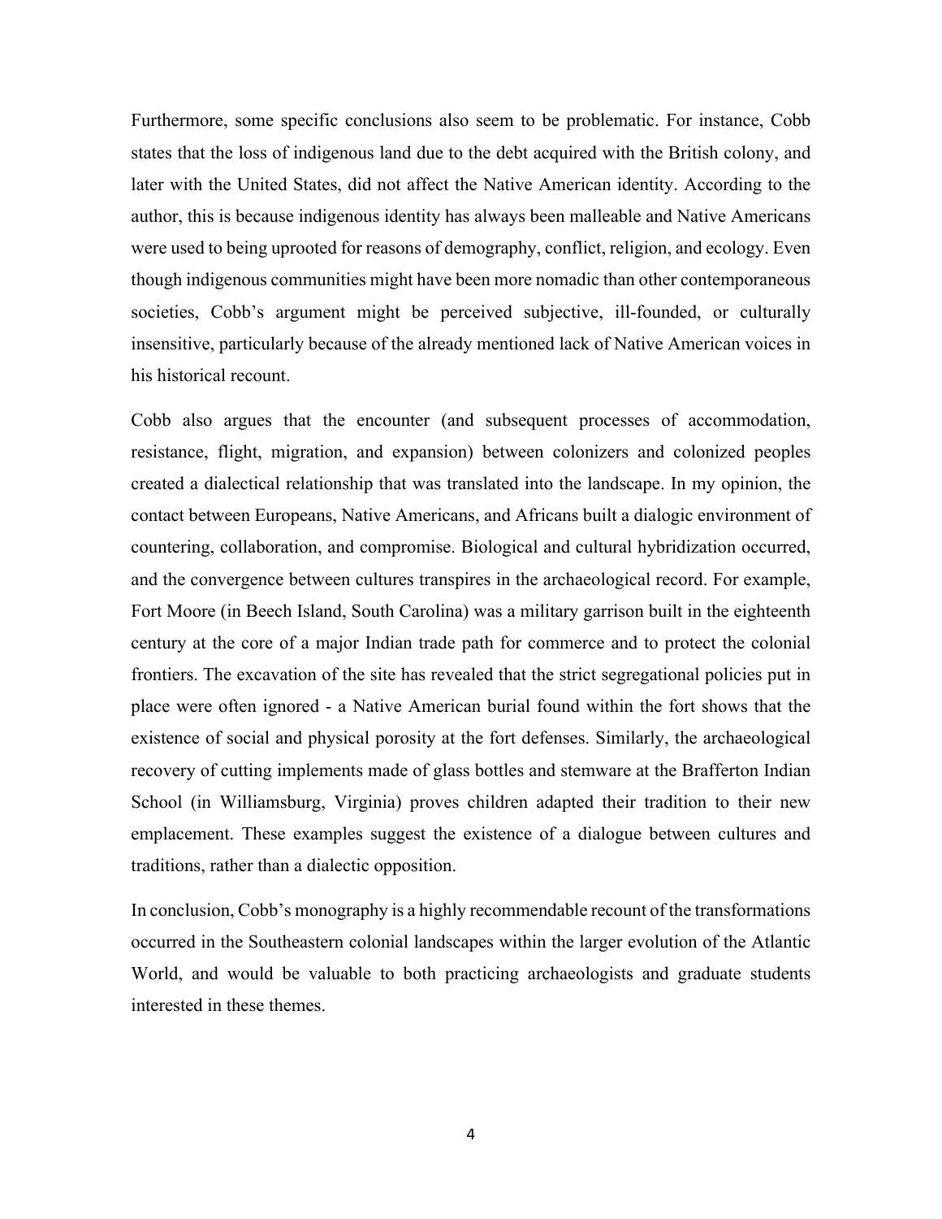Furthermore, some specific conclusions also seem to be problematic. For instance, Cobb states that the loss of indigenous land due to the debt acquired with the British colony, and later with the United States, did not affect the Native American identity. According to the author, this is because indigenous identity has always been malleable and Native Americans were used to being uprooted for reasons of demography, conflict, religion, and ecology. Even though indigenous communities might have been more nomadic than other contemporaneous societies, Cobb's argument might be perceived subjective, ill-founded, or culturally insensitive, particularly because of the already mentioned lack of Native American voices in his historical recount.

Cobb also argues that the encounter (and subsequent processes of accommodation, resistance, flight, migration, and expansion) between colonizers and colonized peoples created a dialectical relationship that was translated into the landscape. In my opinion, the contact between Europeans, Native Americans, and Africans built a dialogic environment of countering, collaboration, and compromise. Biological and cultural hybridization occurred, and the convergence between cultures transpires in the archaeological record. For example, Fort Moore (in Beech Island, South Carolina) was a military garrison built in the eighteenth century at the core of a major Indian trade path for commerce and to protect the colonial frontiers. The excavation of the site has revealed that the strict segregational policies put in place were often ignored - a Native American burial found within the fort shows that the existence of social and physical porosity at the fort defenses. Similarly, the archaeological recovery of cutting implements made of glass bottles and stemware at the Brafferton Indian School (in Williamsburg, Virginia) proves children adapted their tradition to their new emplacement. These examples suggest the existence of a dialogue between cultures and traditions, rather than a dialectic opposition.

In conclusion, Cobb's monography is a highly recommendable recount of the transformations occurred in the Southeastern colonial landscapes within the larger evolution of the Atlantic World, and would be valuable to both practicing archaeologists and graduate students interested in these themes.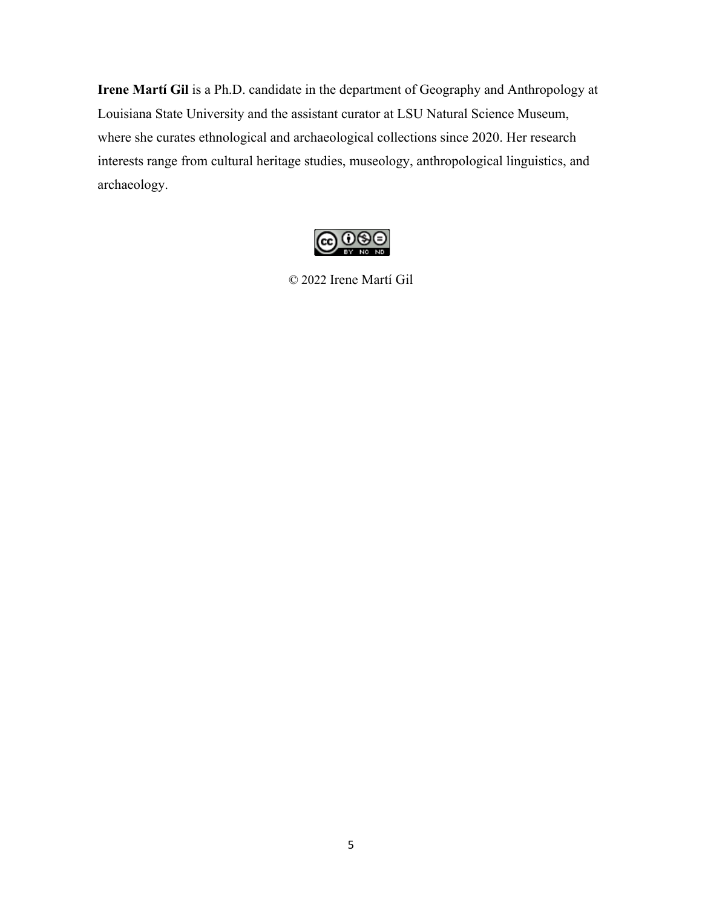**Irene Martí Gil** is a Ph.D. candidate in the department of Geography and Anthropology at Louisiana State University and the assistant curator at LSU Natural Science Museum, where she curates ethnological and archaeological collections since 2020. Her research interests range from cultural heritage studies, museology, anthropological linguistics, and archaeology.

© 2022 Irene Martí Gil